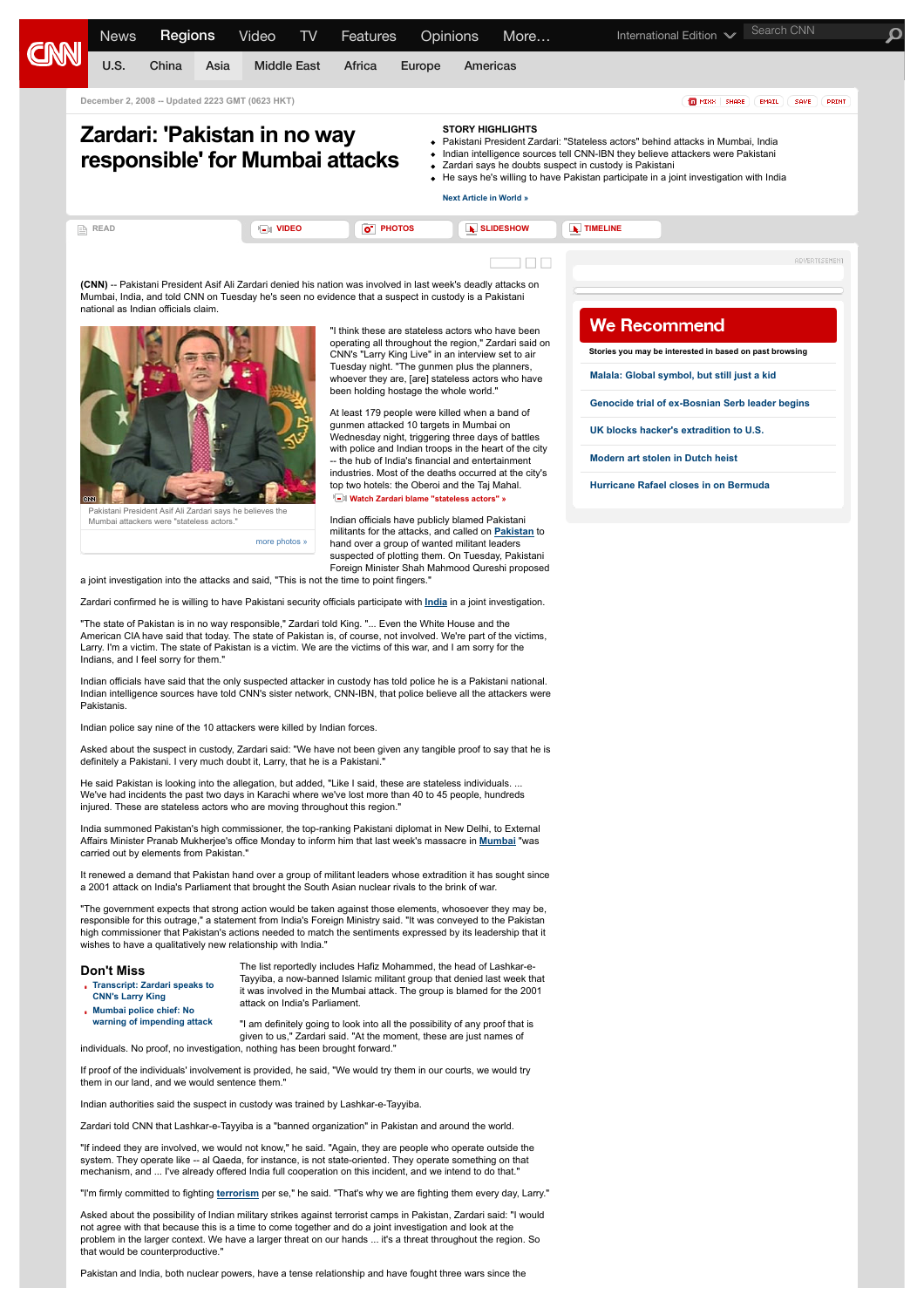December 2, 2008 -- Updated 2223 GMT (0623 HKT)

# Zardari: 'Pakistan in no way responsible' for Mumbai attacks

**STORY HIGHLIGHTS**

- Pakistani President Zardari: "Stateless actors" behind attacks in Mumbai, India
- Indian intelligence sources tell CNN-IBN they believe attackers were Pakistani
- Zardari says he doubts suspect in custody is Pakistani
- He says he's willing to have Pakistan participate in a joint investigation with India

**(CNN)** -- Pakistani President Asif Ali Zardari denied his nation was involved in last week's deadly attacks on Mumbai, India, and told CNN on Tuesday he's seen no evidence that a suspect in custody is a Pakistani national as Indian officials claim.

Pakistani President Asif Ali Zardari says he believes the Mumbai attackers were "stateless actors."

"I think these are stateless actors who have been operating all throughout the region," Zardari said on CNN's "Larry King Live" in an interview set to air Tuesday night. "The gunmen plus the planners, whoever they are, [are] stateless actors who have been holding hostage the whole world."

At least 179 people were killed when a band of gunmen attacked 10 targets in Mumbai on Wednesday night, triggering three days of battles with police and Indian troops in the heart of the city -- the hub of India's financial and entertainment industries. Most of the deaths occurred at the city's top two hotels: the Oberoi and the Taj Mahal.

Indian officials have publicly blamed Pakistani militants for the attacks, and called on Pakistan to hand over a group of wanted militant leaders suspected of plotting them. On Tuesday, Pakistani Foreign Minister Shah Mahmood Qureshi proposed a joint investigation into the attacks and said, "This is not the time to point fingers."

Zardari confirmed he is willing to have Pakistani security officials participate with India in a joint investigation.

"The state of Pakistan is in no way responsible," Zardari told King. "... Even the White House and the American CIA have said that today. The state of Pakistan is, of course, not involved. We're part of the victims, Larry. I'm a victim. The state of Pakistan is a victim. We are the victims of this war, and I am sorry for the Indians, and I feel sorry for them."

Indian officials have said that the only suspected attacker in custody has told police he is a Pakistani national. Indian intelligence sources have told CNN's sister network, CNN-IBN, that police believe all the attackers were Pakistanis.

Indian police say nine of the 10 attackers were killed by Indian forces.

Asked about the suspect in custody, Zardari said: "We have not been given any tangible proof to say that he is definitely a Pakistani. I very much doubt it, Larry, that he is a Pakistani."

He said Pakistan is looking into the allegation, but added, "Like I said, these are stateless individuals. ... We've had incidents the past two days in Karachi where we've lost more than 40 to 45 people, hundreds injured. These are stateless actors who are moving throughout this region."

India summoned Pakistan's high commissioner, the top-ranking Pakistani diplomat in New Delhi, to External Affairs Minister Pranab Mukherjee's office Monday to inform him that last week's massacre in Mumbai "was carried out by elements from Pakistan."

It renewed a demand that Pakistan hand over a group of militant leaders whose extradition it has sought since a 2001 attack on India's Parliament that brought the South Asian nuclear rivals to the brink of war.

"The government expects that strong action would be taken against those elements, whosoever they may be, responsible for this outrage," a statement from India's Foreign Ministry said. "It was conveyed to the Pakistan high commissioner that Pakistan's actions needed to match the sentiments expressed by its leadership that it wishes to have a qualitatively new relationship with India."

The list reportedly includes Hafiz Mohammed, the head of Lashkar-e-Tayyiba, a now-banned Islamic militant group that denied last week that it was involved in the Mumbai attack. The group is blamed for the 2001 attack on India's Parliament.

"I am definitely going to look into all the possibility of any proof that is given to us," Zardari said. "At the moment, these are just names of individuals. No proof, no investigation, nothing has been brought forward."

If proof of the individuals' involvement is provided, he said, "We would try them in our courts, we would try them in our land, and we would sentence them."

Indian authorities said the suspect in custody was trained by Lashkar-e-Tayyiba.

Zardari told CNN that Lashkar-e-Tayyiba is a "banned organization" in Pakistan and around the world.

"If indeed they are involved, we would not know," he said. "Again, they are people who operate outside the system. They operate like -- al Qaeda, for instance, is not state-oriented. They operate something on that mechanism, and ... I've already offered India full cooperation on this incident, and we intend to do that."

"I'm firmly committed to fighting terrorism per se," he said. "That's why we are fighting them every day, Larry."

Asked about the possibility of Indian military strikes against terrorist camps in Pakistan, Zardari said: "I would not agree with that because this is a time to come together and do a joint investigation and look at the problem in the larger context. We have a larger threat on our hands ... it's a threat throughout the region. So that would be counterproductive."

Pakistan and India, both nuclear powers, have a tense relationship and have fought three wars since the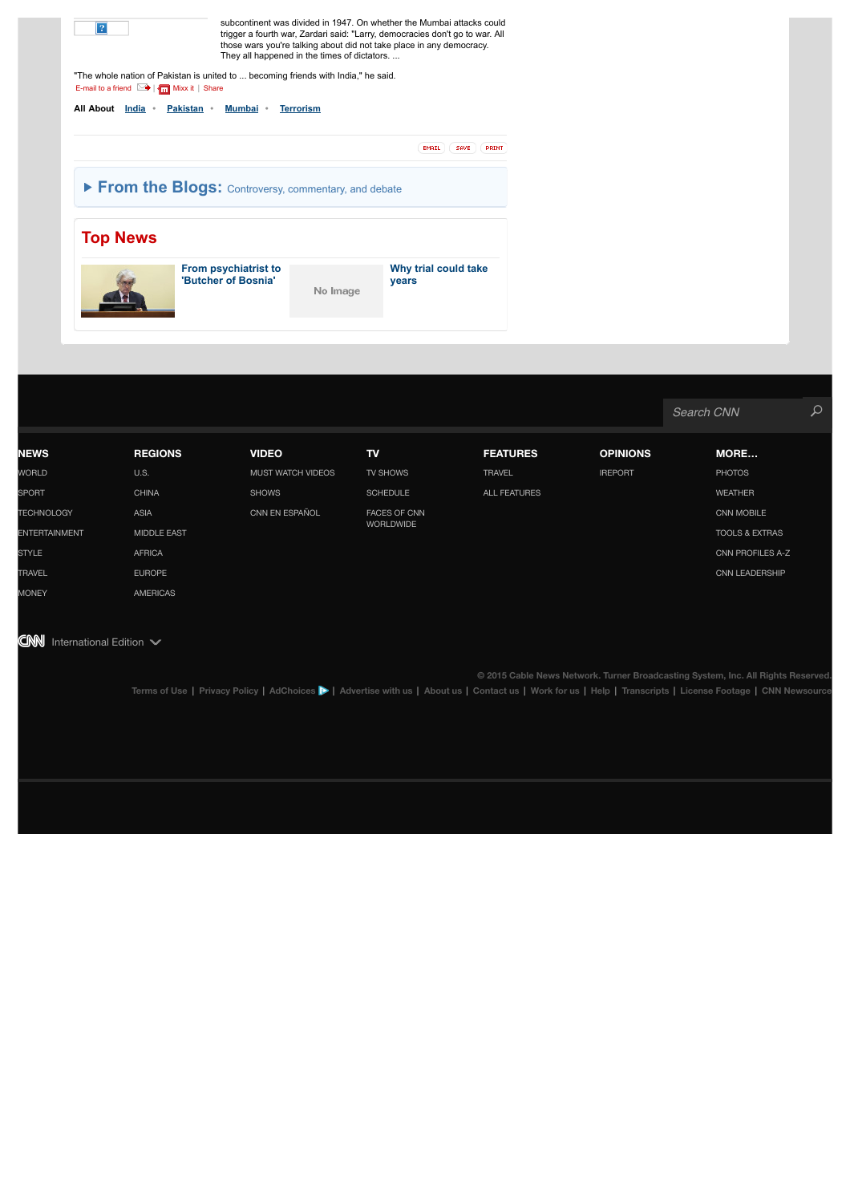subcontinent was divided in 1947. On whether the Mumbai attacks could trigger a fourth war, Zardari said: "Larry, democracies don't go to war. All those wars you're talking about did not take place in any democracy. They all happened in the times of dictators. ...

"The whole nation of Pakistan is united to ... becoming friends with India," he said.

E-mail to a friend | Mixx it | Share

**All About** India • Pakistan • Mumbai • Terrorism

EMAIL SAVE PRINT

**From the Blogs:** Controversy, commentary, and debate

## Top News

**From psychiatrist to 'Butcher of Bosnia'**

No Image

**Why trial could take years**

Search CNN

| NEWS | REGIONS | VIDEO | TV | FEATURES | OPINIONS | MORE... |
|---|---|---|---|---|---|---|
| WORLD | U.S. | MUST WATCH VIDEOS | TV SHOWS | TRAVEL | IREPORT | PHOTOS |
| SPORT | CHINA | SHOWS | SCHEDULE | ALL FEATURES | | WEATHER |
| TECHNOLOGY | ASIA | CNN EN ESPAÑOL | FACES OF CNN WORLDWIDE | | | CNN MOBILE |
| ENTERTAINMENT | MIDDLE EAST | | | | | TOOLS & EXTRAS |
| STYLE | AFRICA | | | | | CNN PROFILES A-Z |
| TRAVEL | EUROPE | | | | | CNN LEADERSHIP |
| MONEY | AMERICAS | | | | | |

CNN International Edition

© 2015 Cable News Network. Turner Broadcasting System, Inc. All Rights Reserved.

Terms of Use | Privacy Policy | AdChoices | Advertise with us | About us | Contact us | Work for us | Help | Transcripts | License Footage | CNN Newsource